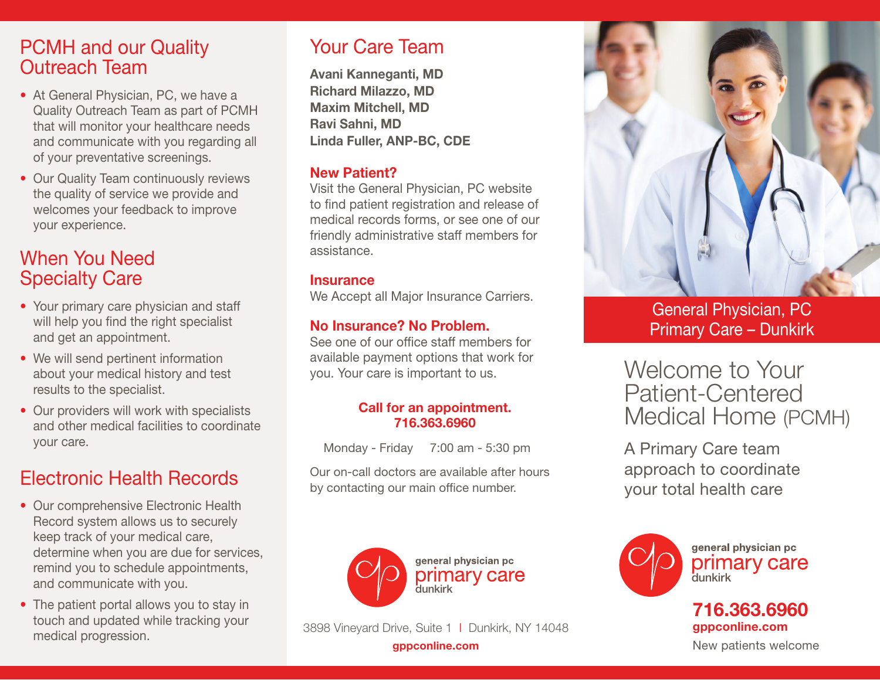## PCMH and our Quality Outreach Team

- At General Physician, PC, we have a Quality Outreach Team as part of PCMH that will monitor your healthcare needs and communicate with you regarding all of your preventative screenings.
- Our Quality Team continuously reviews the quality of service we provide and welcomes your feedback to improve your experience.

## When You Need Specialty Care

- Your primary care physician and staff will help you find the right specialist and get an appointment.
- We will send pertinent information about your medical history and test results to the specialist.
- Our providers will work with specialists and other medical facilities to coordinate your care.

## Electronic Health Records

- Our comprehensive Electronic Health Record system allows us to securely keep track of your medical care, determine when you are due for services, remind you to schedule appointments, and communicate with you.
- The patient portal allows you to stay in touch and updated while tracking your medical progression.

## Your Care Team

**Avani Kanneganti, MD**
**Richard Milazzo, MD**
**Maxim Mitchell, MD**
**Ravi Sahni, MD**
**Linda Fuller, ANP-BC, CDE**

**New Patient?**
Visit the General Physician, PC website to find patient registration and release of medical records forms, or see one of our friendly administrative staff members for assistance.

**Insurance**
We Accept all Major Insurance Carriers.

**No Insurance? No Problem.**
See one of our office staff members for available payment options that work for you. Your care is important to us.

**Call for an appointment.**
**716.363.6960**

Monday - Friday 7:00 am - 5:30 pm

Our on-call doctors are available after hours by contacting our main office number.

general physician pc
primary care
dunkirk

3898 Vineyard Drive, Suite 1 | Dunkirk, NY 14048
**gppconline.com**

General Physician, PC
Primary Care – Dunkirk

# Welcome to Your Patient-Centered Medical Home (PCMH)

A Primary Care team approach to coordinate your total health care

general physician pc
primary care
dunkirk

**716.363.6960**
**gppconline.com**
New patients welcome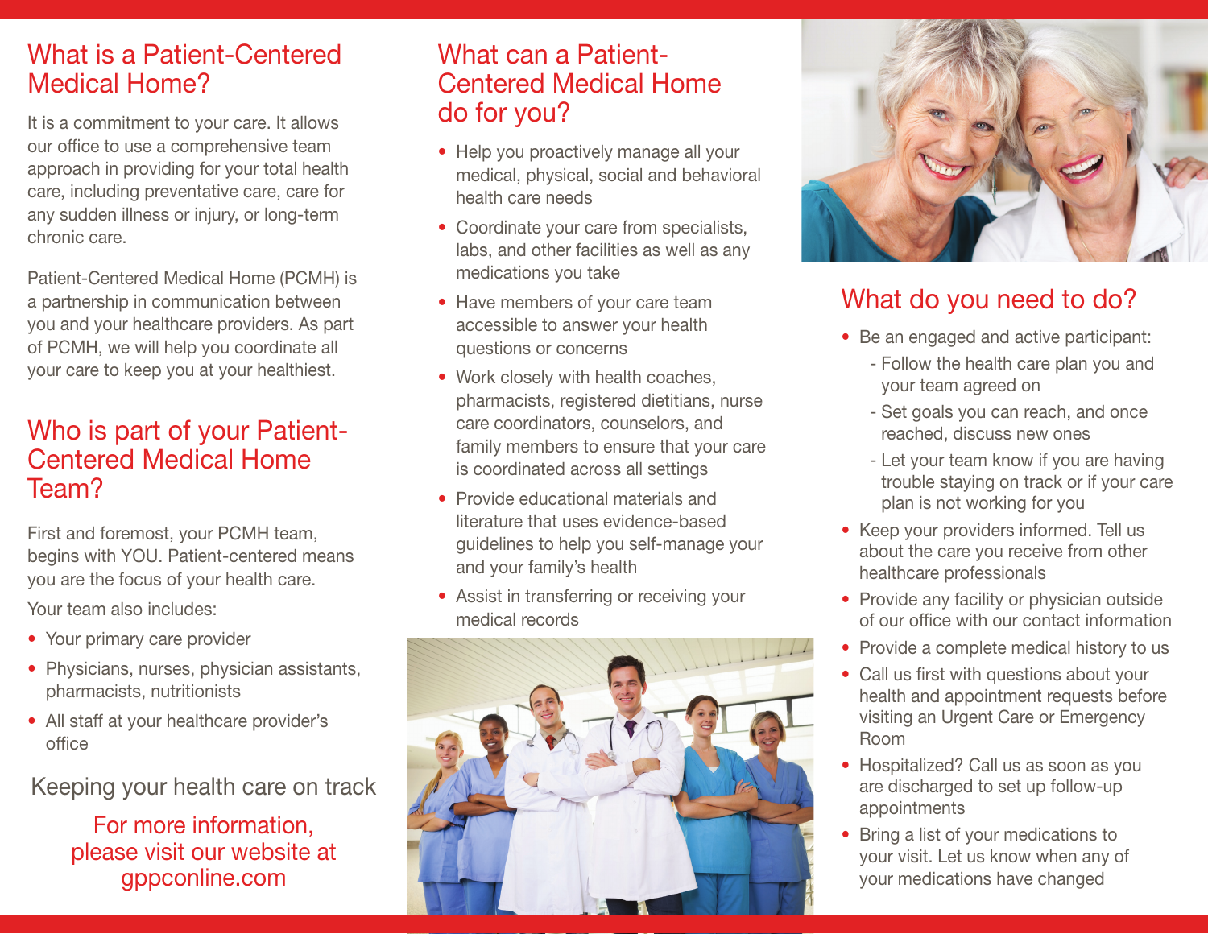## What is a Patient-Centered Medical Home?

It is a commitment to your care. It allows our office to use a comprehensive team approach in providing for your total health care, including preventative care, care for any sudden illness or injury, or long-term chronic care.

Patient-Centered Medical Home (PCMH) is a partnership in communication between you and your healthcare providers. As part of PCMH, we will help you coordinate all your care to keep you at your healthiest.

## Who is part of your Patient-Centered Medical Home Team?

First and foremost, your PCMH team, begins with YOU. Patient-centered means you are the focus of your health care.

Your team also includes:

- Your primary care provider
- Physicians, nurses, physician assistants, pharmacists, nutritionists
- All staff at your healthcare provider's office

Keeping your health care on track

For more information, please visit our website at gppconline.com

## What can a Patient-Centered Medical Home do for you?

- Help you proactively manage all your medical, physical, social and behavioral health care needs
- Coordinate your care from specialists, labs, and other facilities as well as any medications you take
- Have members of your care team accessible to answer your health questions or concerns
- Work closely with health coaches, pharmacists, registered dietitians, nurse care coordinators, counselors, and family members to ensure that your care is coordinated across all settings
- Provide educational materials and literature that uses evidence-based guidelines to help you self-manage your and your family's health
- Assist in transferring or receiving your medical records

## What do you need to do?

- Be an engaged and active participant:
  - Follow the health care plan you and your team agreed on
  - Set goals you can reach, and once reached, discuss new ones
  - Let your team know if you are having trouble staying on track or if your care plan is not working for you
- Keep your providers informed. Tell us about the care you receive from other healthcare professionals
- Provide any facility or physician outside of our office with our contact information
- Provide a complete medical history to us
- Call us first with questions about your health and appointment requests before visiting an Urgent Care or Emergency Room
- Hospitalized? Call us as soon as you are discharged to set up follow-up appointments
- Bring a list of your medications to your visit. Let us know when any of your medications have changed